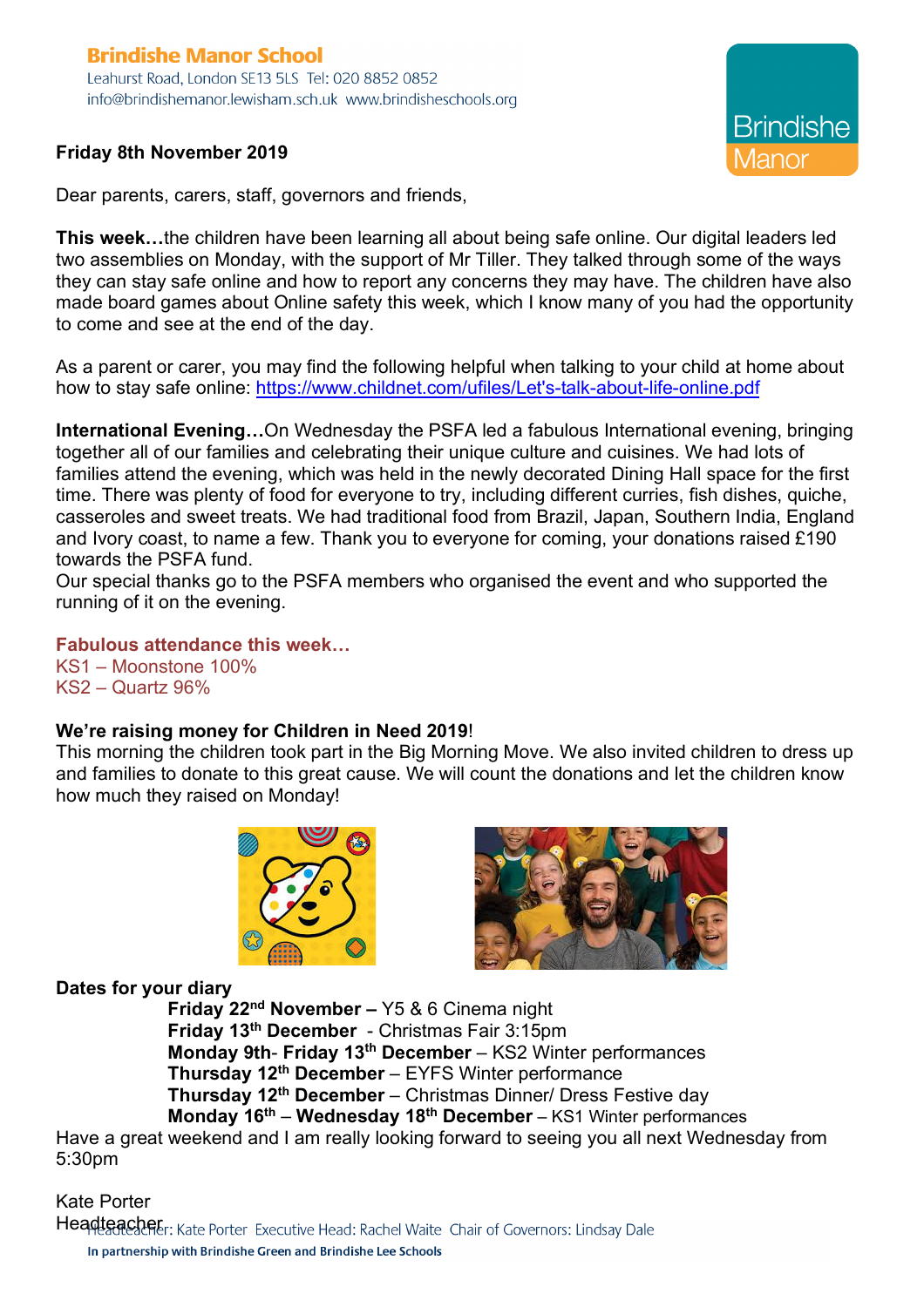**Brindishe Manor School**
Leahurst Road, London SE13 5LS Tel: 020 8852 0852
info@brindishemanor.lewisham.sch.uk www.brindisheschools.org

Brindishe Manor

**Friday 8th November 2019**

Dear parents, carers, staff, governors and friends,

**This week…**the children have been learning all about being safe online. Our digital leaders led two assemblies on Monday, with the support of Mr Tiller. They talked through some of the ways they can stay safe online and how to report any concerns they may have. The children have also made board games about Online safety this week, which I know many of you had the opportunity to come and see at the end of the day.

As a parent or carer, you may find the following helpful when talking to your child at home about how to stay safe online: https://www.childnet.com/ufiles/Let's-talk-about-life-online.pdf

**International Evening…**On Wednesday the PSFA led a fabulous International evening, bringing together all of our families and celebrating their unique culture and cuisines. We had lots of families attend the evening, which was held in the newly decorated Dining Hall space for the first time. There was plenty of food for everyone to try, including different curries, fish dishes, quiche, casseroles and sweet treats. We had traditional food from Brazil, Japan, Southern India, England and Ivory coast, to name a few. Thank you to everyone for coming, your donations raised £190 towards the PSFA fund.
Our special thanks go to the PSFA members who organised the event and who supported the running of it on the evening.

**Fabulous attendance this week…**
KS1 – Moonstone 100%
KS2 – Quartz 96%

**We're raising money for Children in Need 2019**!
This morning the children took part in the Big Morning Move. We also invited children to dress up and families to donate to this great cause. We will count the donations and let the children know how much they raised on Monday!

**Dates for your diary**

- **Friday 22nd November –** Y5 & 6 Cinema night
- **Friday 13th December** - Christmas Fair 3:15pm
- **Monday 9th- Friday 13th December** – KS2 Winter performances
- **Thursday 12th December** – EYFS Winter performance
- **Thursday 12th December** – Christmas Dinner/ Dress Festive day
- **Monday 16th** – **Wednesday 18th December** – KS1 Winter performances

Have a great weekend and I am really looking forward to seeing you all next Wednesday from 5:30pm

Kate Porter
Headteacher

Headteacher: Kate Porter Executive Head: Rachel Waite Chair of Governors: Lindsay Dale
**In partnership with Brindishe Green and Brindishe Lee Schools**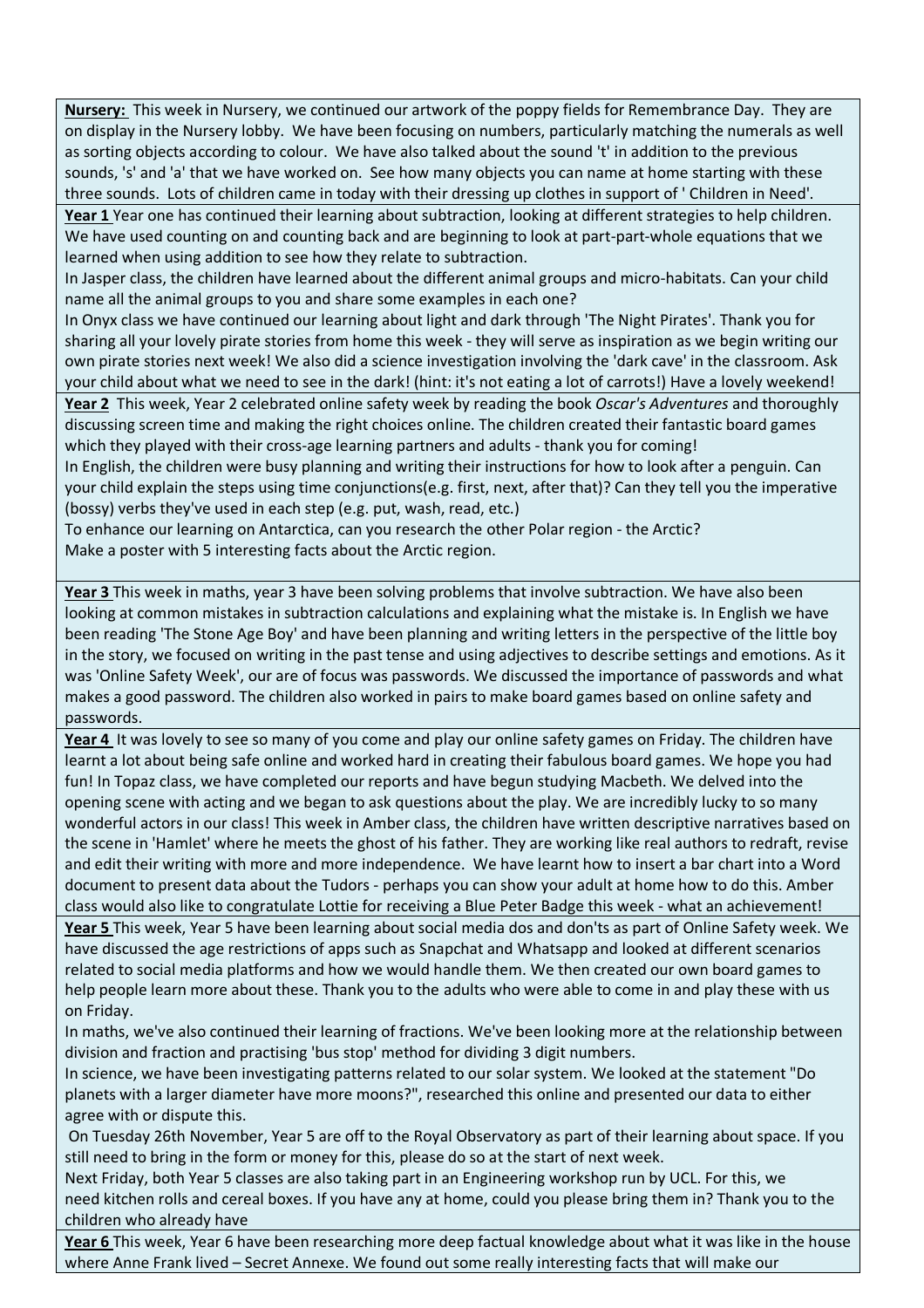**Nursery:** This week in Nursery, we continued our artwork of the poppy fields for Remembrance Day. They are on display in the Nursery lobby. We have been focusing on numbers, particularly matching the numerals as well as sorting objects according to colour. We have also talked about the sound 't' in addition to the previous sounds, 's' and 'a' that we have worked on. See how many objects you can name at home starting with these three sounds. Lots of children came in today with their dressing up clothes in support of ' Children in Need'.

**Year 1** Year one has continued their learning about subtraction, looking at different strategies to help children. We have used counting on and counting back and are beginning to look at part-part-whole equations that we learned when using addition to see how they relate to subtraction.

In Jasper class, the children have learned about the different animal groups and micro-habitats. Can your child name all the animal groups to you and share some examples in each one?

In Onyx class we have continued our learning about light and dark through 'The Night Pirates'. Thank you for sharing all your lovely pirate stories from home this week - they will serve as inspiration as we begin writing our own pirate stories next week! We also did a science investigation involving the 'dark cave' in the classroom. Ask your child about what we need to see in the dark! (hint: it's not eating a lot of carrots!) Have a lovely weekend!

**Year 2** This week, Year 2 celebrated online safety week by reading the book *Oscar's Adventures* and thoroughly discussing screen time and making the right choices online. The children created their fantastic board games which they played with their cross-age learning partners and adults - thank you for coming!

In English, the children were busy planning and writing their instructions for how to look after a penguin. Can your child explain the steps using time conjunctions(e.g. first, next, after that)? Can they tell you the imperative (bossy) verbs they've used in each step (e.g. put, wash, read, etc.)

To enhance our learning on Antarctica, can you research the other Polar region - the Arctic?

Make a poster with 5 interesting facts about the Arctic region.

**Year 3** This week in maths, year 3 have been solving problems that involve subtraction. We have also been looking at common mistakes in subtraction calculations and explaining what the mistake is. In English we have been reading 'The Stone Age Boy' and have been planning and writing letters in the perspective of the little boy in the story, we focused on writing in the past tense and using adjectives to describe settings and emotions. As it was 'Online Safety Week', our are of focus was passwords. We discussed the importance of passwords and what makes a good password. The children also worked in pairs to make board games based on online safety and passwords.

**Year 4** It was lovely to see so many of you come and play our online safety games on Friday. The children have learnt a lot about being safe online and worked hard in creating their fabulous board games. We hope you had fun! In Topaz class, we have completed our reports and have begun studying Macbeth. We delved into the opening scene with acting and we began to ask questions about the play. We are incredibly lucky to so many wonderful actors in our class! This week in Amber class, the children have written descriptive narratives based on the scene in 'Hamlet' where he meets the ghost of his father. They are working like real authors to redraft, revise and edit their writing with more and more independence. We have learnt how to insert a bar chart into a Word document to present data about the Tudors - perhaps you can show your adult at home how to do this. Amber class would also like to congratulate Lottie for receiving a Blue Peter Badge this week - what an achievement!

**Year 5** This week, Year 5 have been learning about social media dos and don'ts as part of Online Safety week. We have discussed the age restrictions of apps such as Snapchat and Whatsapp and looked at different scenarios related to social media platforms and how we would handle them. We then created our own board games to help people learn more about these. Thank you to the adults who were able to come in and play these with us on Friday.

In maths, we've also continued their learning of fractions. We've been looking more at the relationship between division and fraction and practising 'bus stop' method for dividing 3 digit numbers.

In science, we have been investigating patterns related to our solar system. We looked at the statement "Do planets with a larger diameter have more moons?", researched this online and presented our data to either agree with or dispute this.

On Tuesday 26th November, Year 5 are off to the Royal Observatory as part of their learning about space. If you still need to bring in the form or money for this, please do so at the start of next week.

Next Friday, both Year 5 classes are also taking part in an Engineering workshop run by UCL. For this, we need kitchen rolls and cereal boxes. If you have any at home, could you please bring them in? Thank you to the children who already have

**Year 6** This week, Year 6 have been researching more deep factual knowledge about what it was like in the house where Anne Frank lived – Secret Annexe. We found out some really interesting facts that will make our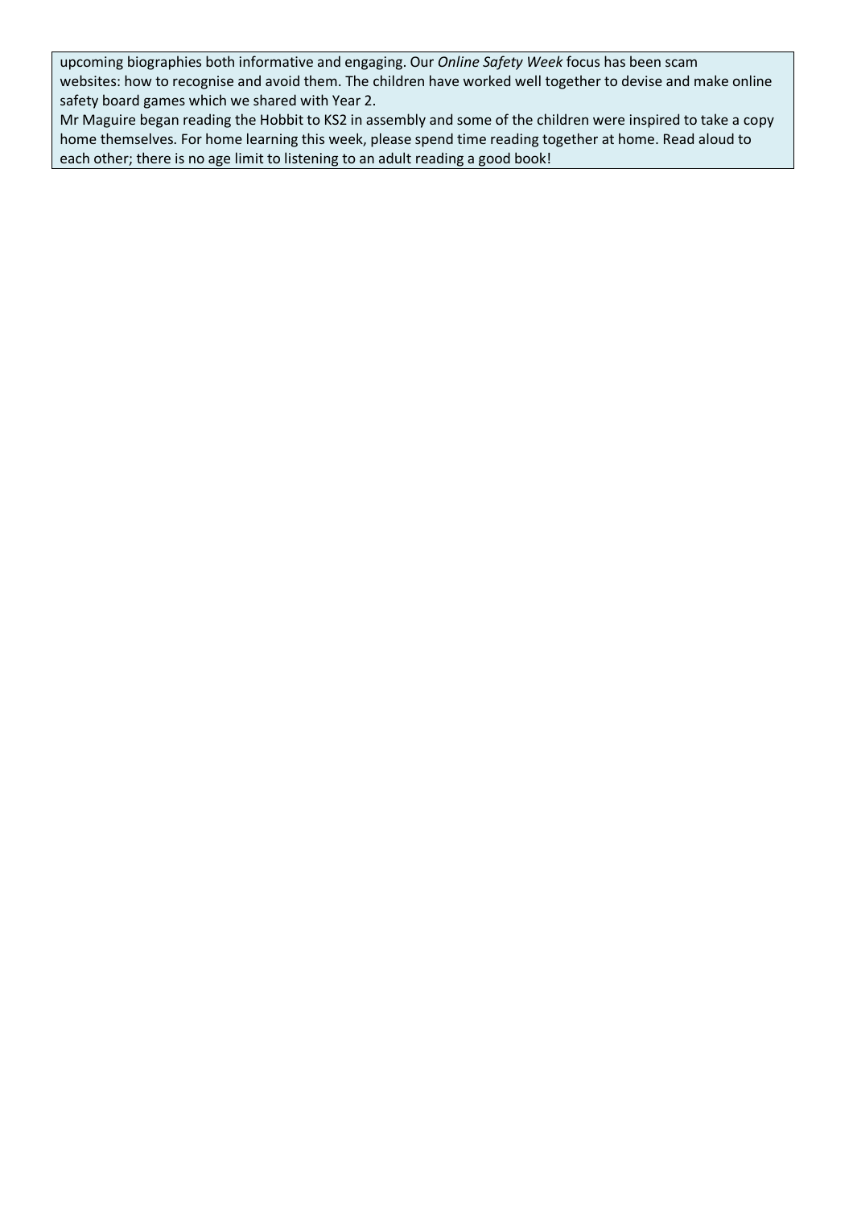upcoming biographies both informative and engaging. Our *Online Safety Week* focus has been scam websites: how to recognise and avoid them. The children have worked well together to devise and make online safety board games which we shared with Year 2.

Mr Maguire began reading the Hobbit to KS2 in assembly and some of the children were inspired to take a copy home themselves. For home learning this week, please spend time reading together at home. Read aloud to each other; there is no age limit to listening to an adult reading a good book!